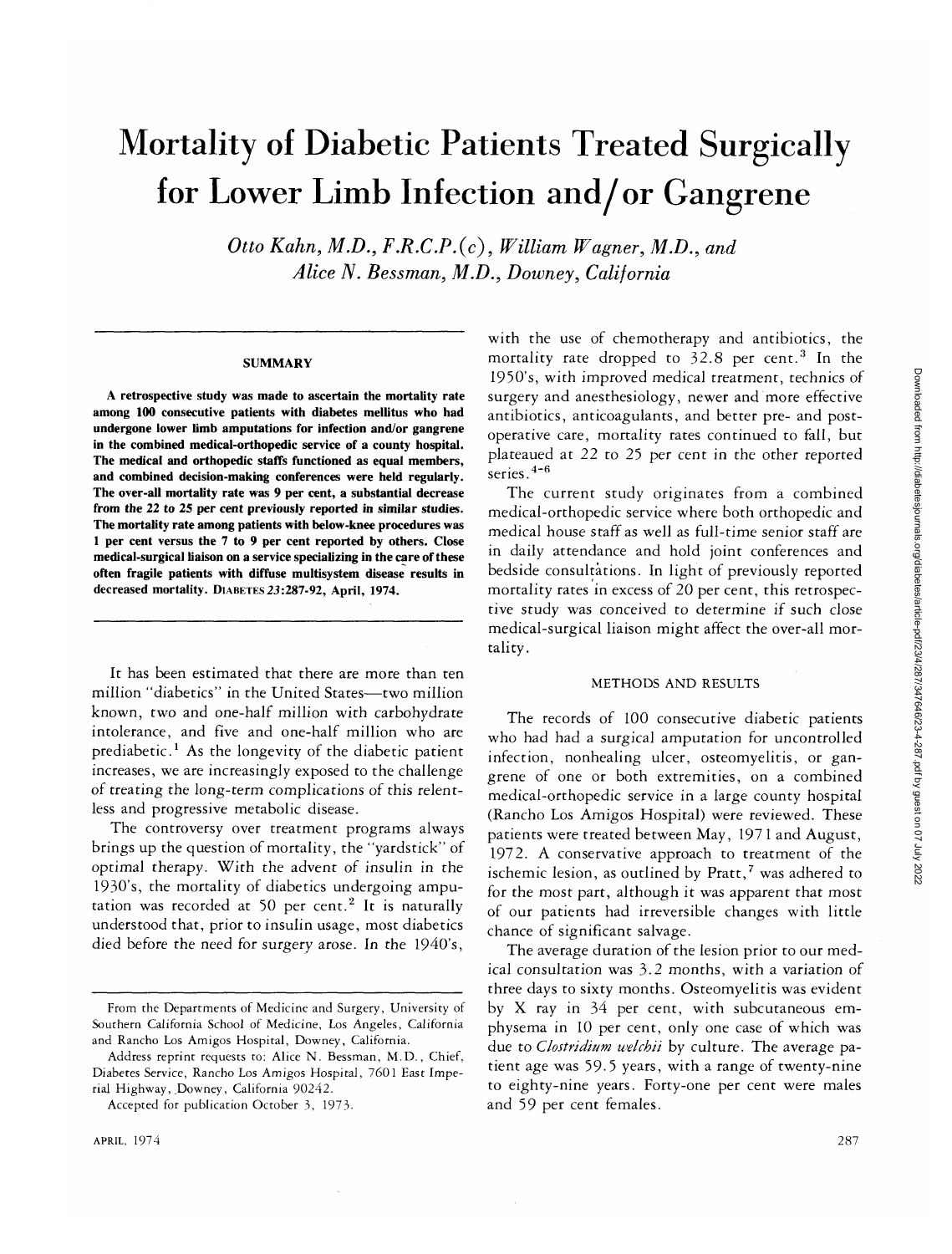# Mortality of Diabetic Patients Treated Surgically for Lower Limb Infection and/or Gangrene

*Otto Kahn, M.D., F.R.C.P.(c), William Wagner, M.D., and Alice N. Bessman, M.D., Downey, California*

## SUMMARY

**A retrospective study was made to ascertain the mortality rate among 100 consecutive patients with diabetes mellitus who had undergone lower limb amputations for infection and/or gangrene in the combined medical-orthopedic service of a county hospital. The medical and orthopedic staffs functioned as equal members, and combined decision-making conferences were held regularly. The over-all mortality rate was 9 per cent, a substantial decrease from the 22 to 25 per cent previously reported in similar studies. The mortality rate among patients with below-knee procedures was 1 per cent versus the 7 to 9 per cent reported by others. Close medical-surgical liaison on a service specializing in the care of these often fragile patients with diffuse multisystem disease results in decreased mortality.** DIABETES 23:287-92, April, 1974.

It has been estimated that there are more than ten million "diabetics" in the United States—two million known, two and one-half million with carbohydrate intolerance, and five and one-half million who are prediabetic.[1] As the longevity of the diabetic patient increases, we are increasingly exposed to the challenge of treating the long-term complications of this relentless and progressive metabolic disease.

The controversy over treatment programs always brings up the question of mortality, the "yardstick" of optimal therapy. With the advent of insulin in the 1930's, the mortality of diabetics undergoing amputation was recorded at 50 per cent.[2] It is naturally understood that, prior to insulin usage, most diabetics died before the need for surgery arose. In the 1940's, with the use of chemotherapy and antibiotics, the mortality rate dropped to 32.8 per cent.[3] In the 1950's, with improved medical treatment, technics of surgery and anesthesiology, newer and more effective antibiotics, anticoagulants, and better pre- and post-operative care, mortality rates continued to fall, but plateaued at 22 to 25 per cent in the other reported series.[4-6]

The current study originates from a combined medical-orthopedic service where both orthopedic and medical house staff as well as full-time senior staff are in daily attendance and hold joint conferences and bedside consultations. In light of previously reported mortality rates in excess of 20 per cent, this retrospective study was conceived to determine if such close medical-surgical liaison might affect the over-all mortality.

## METHODS AND RESULTS

The records of 100 consecutive diabetic patients who had had a surgical amputation for uncontrolled infection, nonhealing ulcer, osteomyelitis, or gangrene of one or both extremities, on a combined medical-orthopedic service in a large county hospital (Rancho Los Amigos Hospital) were reviewed. These patients were treated between May, 1971 and August, 1972. A conservative approach to treatment of the ischemic lesion, as outlined by Pratt,[7] was adhered to for the most part, although it was apparent that most of our patients had irreversible changes with little chance of significant salvage.

The average duration of the lesion prior to our medical consultation was 3.2 months, with a variation of three days to sixty months. Osteomyelitis was evident by X ray in 34 per cent, with subcutaneous emphysema in 10 per cent, only one case of which was due to *Clostridium welchii* by culture. The average patient age was 59.5 years, with a range of twenty-nine to eighty-nine years. Forty-one per cent were males and 59 per cent females.

---

From the Departments of Medicine and Surgery, University of Southern California School of Medicine, Los Angeles, California and Rancho Los Amigos Hospital, Downey, California.

Address reprint requests to: Alice N. Bessman, M.D., Chief, Diabetes Service, Rancho Los Amigos Hospital, 7601 East Imperial Highway, Downey, California 90242.

Accepted for publication October 3, 1973.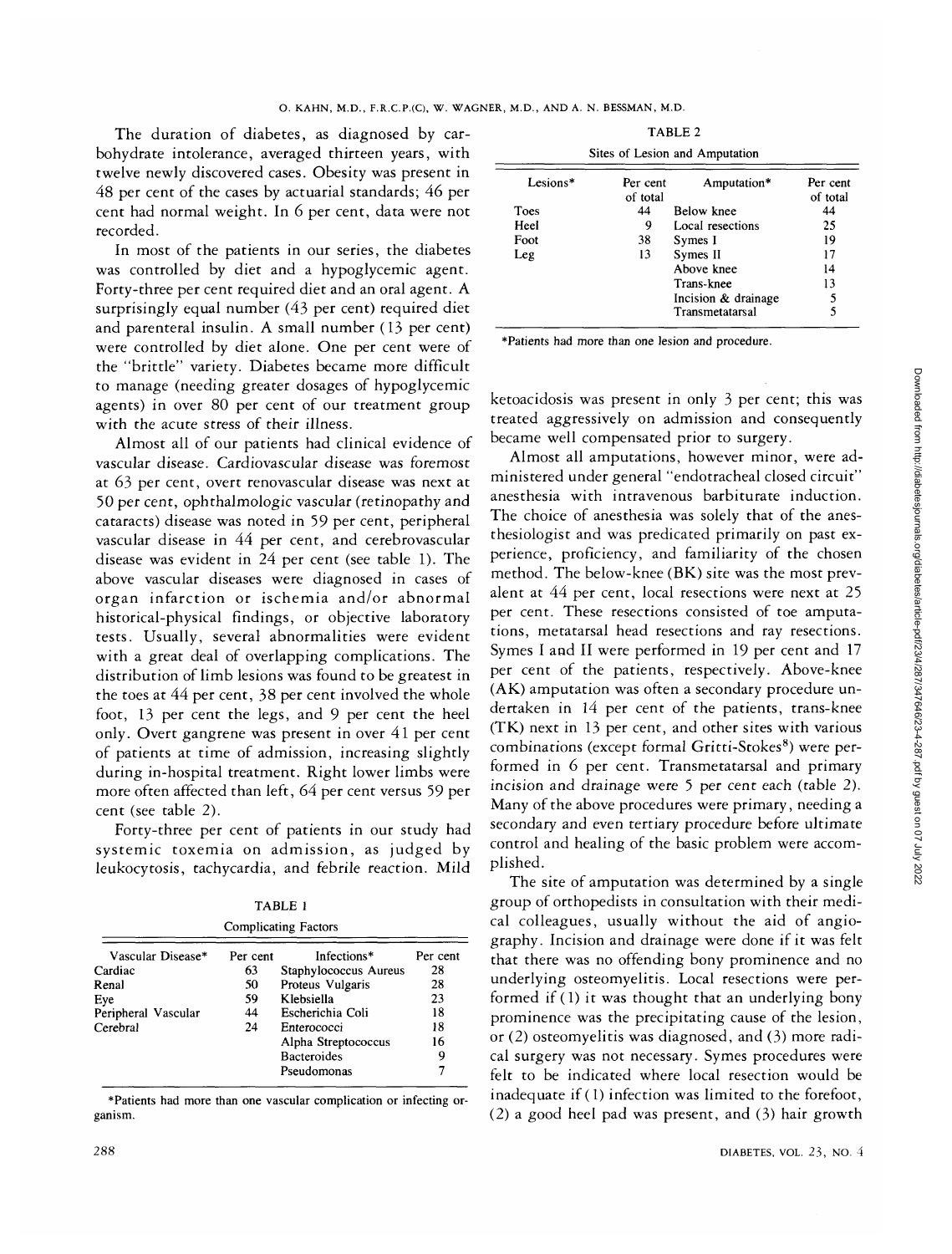The duration of diabetes, as diagnosed by carbohydrate intolerance, averaged thirteen years, with twelve newly discovered cases. Obesity was present in 48 per cent of the cases by actuarial standards; 46 per cent had normal weight. In 6 per cent, data were not recorded.

In most of the patients in our series, the diabetes was controlled by diet and a hypoglycemic agent. Forty-three per cent required diet and an oral agent. A surprisingly equal number (43 per cent) required diet and parenteral insulin. A small number (13 per cent) were controlled by diet alone. One per cent were of the "brittle" variety. Diabetes became more difficult to manage (needing greater dosages of hypoglycemic agents) in over 80 per cent of our treatment group with the acute stress of their illness.

Almost all of our patients had clinical evidence of vascular disease. Cardiovascular disease was foremost at 63 per cent, overt renovascular disease was next at 50 per cent, ophthalmologic vascular (retinopathy and cataracts) disease was noted in 59 per cent, peripheral vascular disease in 44 per cent, and cerebrovascular disease was evident in 24 per cent (see table 1). The above vascular diseases were diagnosed in cases of organ infarction or ischemia and/or abnormal historical-physical findings, or objective laboratory tests. Usually, several abnormalities were evident with a great deal of overlapping complications. The distribution of limb lesions was found to be greatest in the toes at 44 per cent, 38 per cent involved the whole foot, 13 per cent the legs, and 9 per cent the heel only. Overt gangrene was present in over 41 per cent of patients at time of admission, increasing slightly during in-hospital treatment. Right lower limbs were more often affected than left, 64 per cent versus 59 per cent (see table 2).

Forty-three per cent of patients in our study had systemic toxemia on admission, as judged by leukocytosis, tachycardia, and febrile reaction. Mild ketoacidosis was present in only 3 per cent; this was treated aggressively on admission and consequently became well compensated prior to surgery.

TABLE 1

Complicating Factors

| Vascular Disease* | Per cent | Infections* | Per cent |
|---|---|---|---|
| Cardiac | 63 | Staphylococcus Aureus | 28 |
| Renal | 50 | Proteus Vulgaris | 28 |
| Eye | 59 | Klebsiella | 23 |
| Peripheral Vascular | 44 | Escherichia Coli | 18 |
| Cerebral | 24 | Enterococci | 18 |
| | | Alpha Streptococcus | 16 |
| | | Bacteroides | 9 |
| | | Pseudomonas | 7 |

*Patients had more than one vascular complication or infecting organism.

TABLE 2

Sites of Lesion and Amputation

| Lesions* | Per cent of total | Amputation* | Per cent of total |
|---|---|---|---|
| Toes | 44 | Below knee | 44 |
| Heel | 9 | Local resections | 25 |
| Foot | 38 | Symes I | 19 |
| Leg | 13 | Symes II | 17 |
| | | Above knee | 14 |
| | | Trans-knee | 13 |
| | | Incision & drainage | 5 |
| | | Transmetatarsal | 5 |

*Patients had more than one lesion and procedure.

Almost all amputations, however minor, were administered under general "endotracheal closed circuit" anesthesia with intravenous barbiturate induction. The choice of anesthesia was solely that of the anesthesiologist and was predicated primarily on past experience, proficiency, and familiarity of the chosen method. The below-knee (BK) site was the most prevalent at 44 per cent, local resections were next at 25 per cent. These resections consisted of toe amputations, metatarsal head resections and ray resections. Symes I and II were performed in 19 per cent and 17 per cent of the patients, respectively. Above-knee (AK) amputation was often a secondary procedure undertaken in 14 per cent of the patients, trans-knee (TK) next in 13 per cent, and other sites with various combinations (except formal Gritti-Stokes[8]) were performed in 6 per cent. Transmetatarsal and primary incision and drainage were 5 per cent each (table 2). Many of the above procedures were primary, needing a secondary and even tertiary procedure before ultimate control and healing of the basic problem were accomplished.

The site of amputation was determined by a single group of orthopedists in consultation with their medical colleagues, usually without the aid of angiography. Incision and drainage were done if it was felt that there was no offending bony prominence and no underlying osteomyelitis. Local resections were performed if (1) it was thought that an underlying bony prominence was the precipitating cause of the lesion, or (2) osteomyelitis was diagnosed, and (3) more radical surgery was not necessary. Symes procedures were felt to be indicated where local resection would be inadequate if (1) infection was limited to the forefoot, (2) a good heel pad was present, and (3) hair growth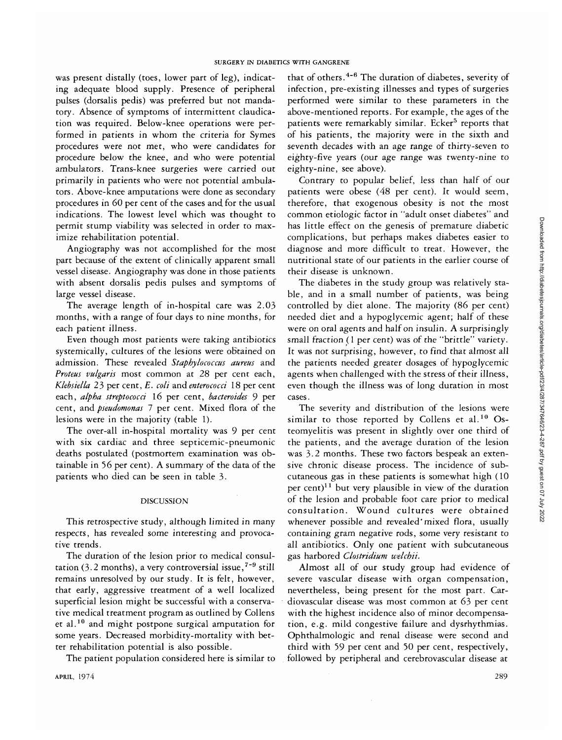was present distally (toes, lower part of leg), indicating adequate blood supply. Presence of peripheral pulses (dorsalis pedis) was preferred but not mandatory. Absence of symptoms of intermittent claudication was required. Below-knee operations were performed in patients in whom the criteria for Symes procedures were not met, who were candidates for procedure below the knee, and who were potential ambulators. Trans-knee surgeries were carried out primarily in patients who were not potential ambulators. Above-knee amputations were done as secondary procedures in 60 per cent of the cases and for the usual indications. The lowest level which was thought to permit stump viability was selected in order to maximize rehabilitation potential.

Angiography was not accomplished for the most part because of the extent of clinically apparent small vessel disease. Angiography was done in those patients with absent dorsalis pedis pulses and symptoms of large vessel disease.

The average length of in-hospital care was 2.03 months, with a range of four days to nine months, for each patient illness.

Even though most patients were taking antibiotics systemically, cultures of the lesions were obtained on admission. These revealed *Staphylococcus aureus* and *Proteus vulgaris* most common at 28 per cent each, *Klebsiella* 23 per cent, *E. coli* and *enterococci* 18 per cent each, *alpha streptococci* 16 per cent, *bacteroides* 9 per cent, and *pseudomonas* 7 per cent. Mixed flora of the lesions were in the majority (table 1).

The over-all in-hospital mortality was 9 per cent with six cardiac and three septicemic-pneumonic deaths postulated (postmortem examination was obtainable in 56 per cent). A summary of the data of the patients who died can be seen in table 3.

## DISCUSSION

This retrospective study, although limited in many respects, has revealed some interesting and provocative trends.

The duration of the lesion prior to medical consultation (3.2 months), a very controversial issue,[7-9] still remains unresolved by our study. It is felt, however, that early, aggressive treatment of a well localized superficial lesion might be successful with a conservative medical treatment program as outlined by Collens et al.[10] and might postpone surgical amputation for some years. Decreased morbidity-mortality with better rehabilitation potential is also possible.

The patient population considered here is similar to that of others.[4-6] The duration of diabetes, severity of infection, pre-existing illnesses and types of surgeries performed were similar to these parameters in the above-mentioned reports. For example, the ages of the patients were remarkably similar. Ecker[5] reports that of his patients, the majority were in the sixth and seventh decades with an age range of thirty-seven to eighty-five years (our age range was twenty-nine to eighty-nine, see above).

Contrary to popular belief, less than half of our patients were obese (48 per cent). It would seem, therefore, that exogenous obesity is not the most common etiologic factor in "adult onset diabetes" and has little effect on the genesis of premature diabetic complications, but perhaps makes diabetes easier to diagnose and more difficult to treat. However, the nutritional state of our patients in the earlier course of their disease is unknown.

The diabetes in the study group was relatively stable, and in a small number of patients, was being controlled by diet alone. The majority (86 per cent) needed diet and a hypoglycemic agent; half of these were on oral agents and half on insulin. A surprisingly small fraction (1 per cent) was of the "brittle" variety. It was not surprising, however, to find that almost all the patients needed greater dosages of hypoglycemic agents when challenged with the stress of their illness, even though the illness was of long duration in most cases.

The severity and distribution of the lesions were similar to those reported by Collens et al.[10] Osteomyelitis was present in slightly over one third of the patients, and the average duration of the lesion was 3.2 months. These two factors bespeak an extensive chronic disease process. The incidence of subcutaneous gas in these patients is somewhat high (10 per cent)[11] but very plausible in view of the duration of the lesion and probable foot care prior to medical consultation. Wound cultures were obtained whenever possible and revealed mixed flora, usually containing gram negative rods, some very resistant to all antibiotics. Only one patient with subcutaneous gas harbored *Clostridium welchii*.

Almost all of our study group had evidence of severe vascular disease with organ compensation, nevertheless, being present for the most part. Cardiovascular disease was most common at 63 per cent with the highest incidence also of minor decompensation, e.g. mild congestive failure and dysrhythmias. Ophthalmologic and renal disease were second and third with 59 per cent and 50 per cent, respectively, followed by peripheral and cerebrovascular disease at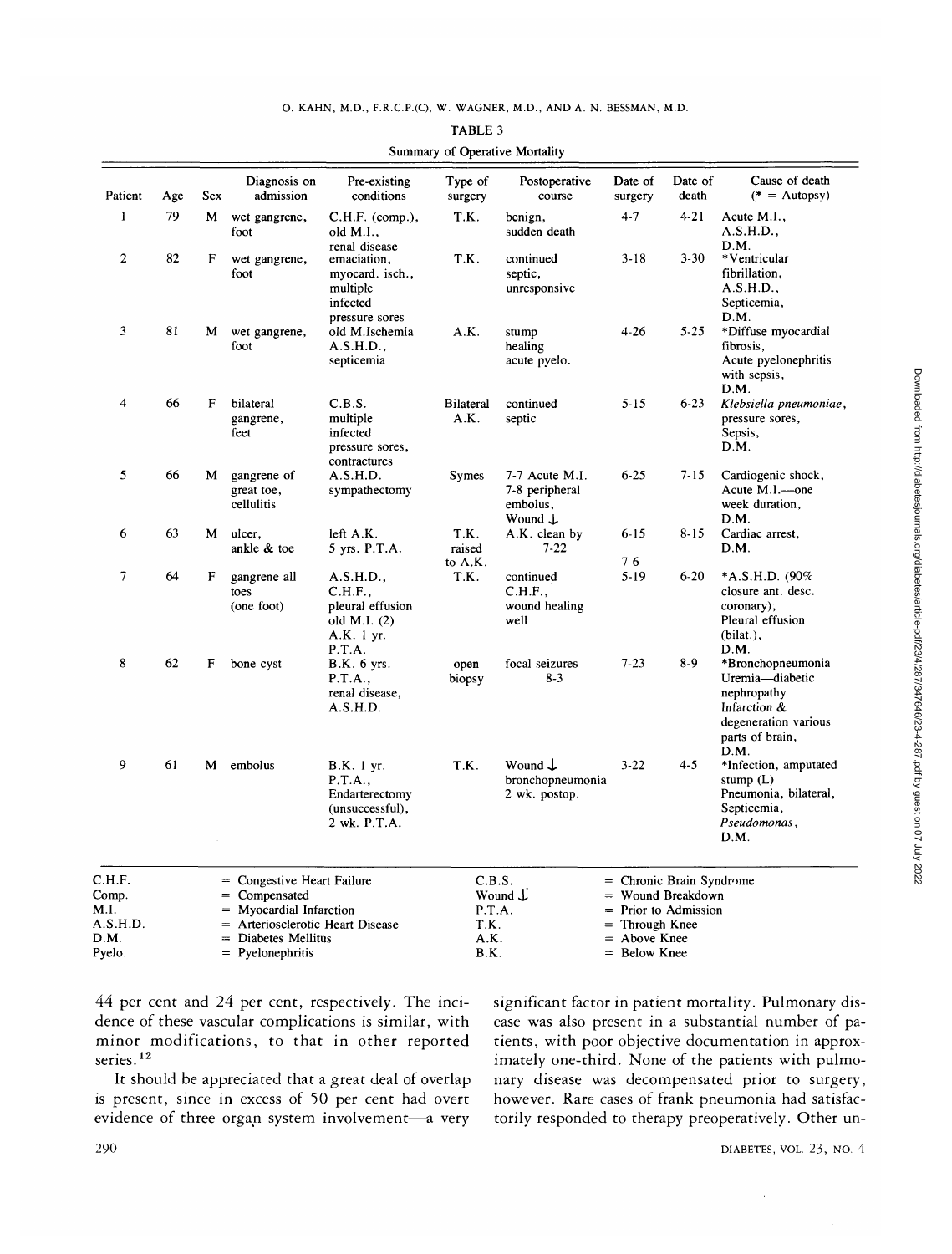TABLE 3

Summary of Operative Mortality

| Patient | Age | Sex | Diagnosis on admission | Pre-existing conditions | Type of surgery | Postoperative course | Date of surgery | Date of death | Cause of death (* = Autopsy) |
|---|---|---|---|---|---|---|---|---|---|
| 1 | 79 | M | wet gangrene, foot | C.H.F. (comp.), old M.I., renal disease | T.K. | benign, sudden death | 4-7 | 4-21 | Acute M.I., A.S.H.D., D.M. |
| 2 | 82 | F | wet gangrene, foot | emaciation, myocard. isch., multiple infected pressure sores | T.K. | continued septic, unresponsive | 3-18 | 3-30 | *Ventricular fibrillation, A.S.H.D., Septicemia, D.M. |
| 3 | 81 | M | wet gangrene, foot | old M.Ischemia A.S.H.D., septicemia | A.K. | stump healing acute pyelo. | 4-26 | 5-25 | *Diffuse myocardial fibrosis, Acute pyelonephritis with sepsis, D.M. |
| 4 | 66 | F | bilateral gangrene, feet | C.B.S. multiple infected pressure sores, contractures | Bilateral A.K. | continued septic | 5-15 | 6-23 | *Klebsiella pneumoniae*, pressure sores, Sepsis, D.M. |
| 5 | 66 | M | gangrene of great toe, cellulitis | A.S.H.D. sympathectomy | Symes | 7-7 Acute M.I. 7-8 peripheral embolus, Wound ↓ | 6-25 | 7-15 | Cardiogenic shock, Acute M.I.—one week duration, D.M. |
| 6 | 63 | M | ulcer, ankle & toe | left A.K. 5 yrs. P.T.A. | T.K. raised to A.K. | A.K. clean by 7-22 | 6-15 7-6 | 8-15 | Cardiac arrest, D.M. |
| 7 | 64 | F | gangrene all toes (one foot) | A.S.H.D., C.H.F., pleural effusion old M.I. (2) A.K. 1 yr. P.T.A. | T.K. | continued C.H.F., wound healing well | 5-19 | 6-20 | *A.S.H.D. (90% closure ant. desc. coronary), Pleural effusion (bilat.), D.M. |
| 8 | 62 | F | bone cyst | B.K. 6 yrs. P.T.A., renal disease, A.S.H.D. | open biopsy | focal seizures 8-3 | 7-23 | 8-9 | *Bronchopneumonia Uremia—diabetic nephropathy Infarction & degeneration various parts of brain, D.M. |
| 9 | 61 | M | embolus | B.K. 1 yr. P.T.A., Endarterectomy (unsuccessful), 2 wk. P.T.A. | T.K. | Wound ↓ bronchopneumonia 2 wk. postop. | 3-22 | 4-5 | *Infection, amputated stump (L) Pneumonia, bilateral, Septicemia, *Pseudomonas*, D.M. |

C.H.F. = Congestive Heart Failure
Comp. = Compensated
M.I. = Myocardial Infarction
A.S.H.D. = Arteriosclerotic Heart Disease
D.M. = Diabetes Mellitus
Pyelo. = Pyelonephritis
C.B.S. = Chronic Brain Syndrome
Wound ↓ = Wound Breakdown
P.T.A. = Prior to Admission
T.K. = Through Knee
A.K. = Above Knee
B.K. = Below Knee

44 per cent and 24 per cent, respectively. The incidence of these vascular complications is similar, with minor modifications, to that in other reported series.[12]

It should be appreciated that a great deal of overlap is present, since in excess of 50 per cent had overt evidence of three organ system involvement—a very significant factor in patient mortality. Pulmonary disease was also present in a substantial number of patients, with poor objective documentation in approximately one-third. None of the patients with pulmonary disease was decompensated prior to surgery, however. Rare cases of frank pneumonia had satisfactorily responded to therapy preoperatively. Other un-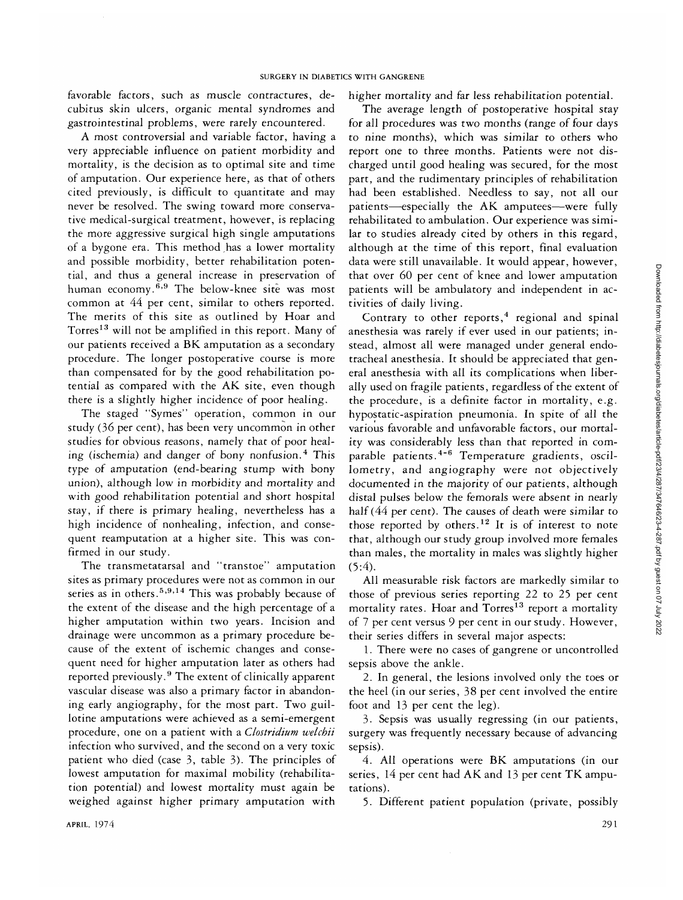favorable factors, such as muscle contractures, decubitus skin ulcers, organic mental syndromes and gastrointestinal problems, were rarely encountered.

A most controversial and variable factor, having a very appreciable influence on patient morbidity and mortality, is the decision as to optimal site and time of amputation. Our experience here, as that of others cited previously, is difficult to quantitate and may never be resolved. The swing toward more conservative medical-surgical treatment, however, is replacing the more aggressive surgical high single amputations of a bygone era. This method has a lower mortality and possible morbidity, better rehabilitation potential, and thus a general increase in preservation of human economy.[6,9] The below-knee site was most common at 44 per cent, similar to others reported. The merits of this site as outlined by Hoar and Torres[13] will not be amplified in this report. Many of our patients received a BK amputation as a secondary procedure. The longer postoperative course is more than compensated for by the good rehabilitation potential as compared with the AK site, even though there is a slightly higher incidence of poor healing.

The staged "Symes" operation, common in our study (36 per cent), has been very uncommon in other studies for obvious reasons, namely that of poor healing (ischemia) and danger of bony nonfusion.[4] This type of amputation (end-bearing stump with bony union), although low in morbidity and mortality and with good rehabilitation potential and short hospital stay, if there is primary healing, nevertheless has a high incidence of nonhealing, infection, and consequent reamputation at a higher site. This was confirmed in our study.

The transmetatarsal and "transtoe" amputation sites as primary procedures were not as common in our series as in others.[5,9,14] This was probably because of the extent of the disease and the high percentage of a higher amputation within two years. Incision and drainage were uncommon as a primary procedure because of the extent of ischemic changes and consequent need for higher amputation later as others had reported previously.[9] The extent of clinically apparent vascular disease was also a primary factor in abandoning early angiography, for the most part. Two guillotine amputations were achieved as a semi-emergent procedure, one on a patient with a *Clostridium welchii* infection who survived, and the second on a very toxic patient who died (case 3, table 3). The principles of lowest amputation for maximal mobility (rehabilitation potential) and lowest mortality must again be weighed against higher primary amputation with higher mortality and far less rehabilitation potential.

The average length of postoperative hospital stay for all procedures was two months (range of four days to nine months), which was similar to others who report one to three months. Patients were not discharged until good healing was secured, for the most part, and the rudimentary principles of rehabilitation had been established. Needless to say, not all our patients—especially the AK amputees—were fully rehabilitated to ambulation. Our experience was similar to studies already cited by others in this regard, although at the time of this report, final evaluation data were still unavailable. It would appear, however, that over 60 per cent of knee and lower amputation patients will be ambulatory and independent in activities of daily living.

Contrary to other reports,[4] regional and spinal anesthesia was rarely if ever used in our patients; instead, almost all were managed under general endotracheal anesthesia. It should be appreciated that general anesthesia with all its complications when liberally used on fragile patients, regardless of the extent of the procedure, is a definite factor in mortality, e.g. hypostatic-aspiration pneumonia. In spite of all the various favorable and unfavorable factors, our mortality was considerably less than that reported in comparable patients.[4-6] Temperature gradients, oscillometry, and angiography were not objectively documented in the majority of our patients, although distal pulses below the femorals were absent in nearly half (44 per cent). The causes of death were similar to those reported by others.[12] It is of interest to note that, although our study group involved more females than males, the mortality in males was slightly higher (5:4).

All measurable risk factors are markedly similar to those of previous series reporting 22 to 25 per cent mortality rates. Hoar and Torres[13] report a mortality of 7 per cent versus 9 per cent in our study. However, their series differs in several major aspects:

1. There were no cases of gangrene or uncontrolled sepsis above the ankle.

2. In general, the lesions involved only the toes or the heel (in our series, 38 per cent involved the entire foot and 13 per cent the leg).

3. Sepsis was usually regressing (in our patients, surgery was frequently necessary because of advancing sepsis).

4. All operations were BK amputations (in our series, 14 per cent had AK and 13 per cent TK amputations).

5. Different patient population (private, possibly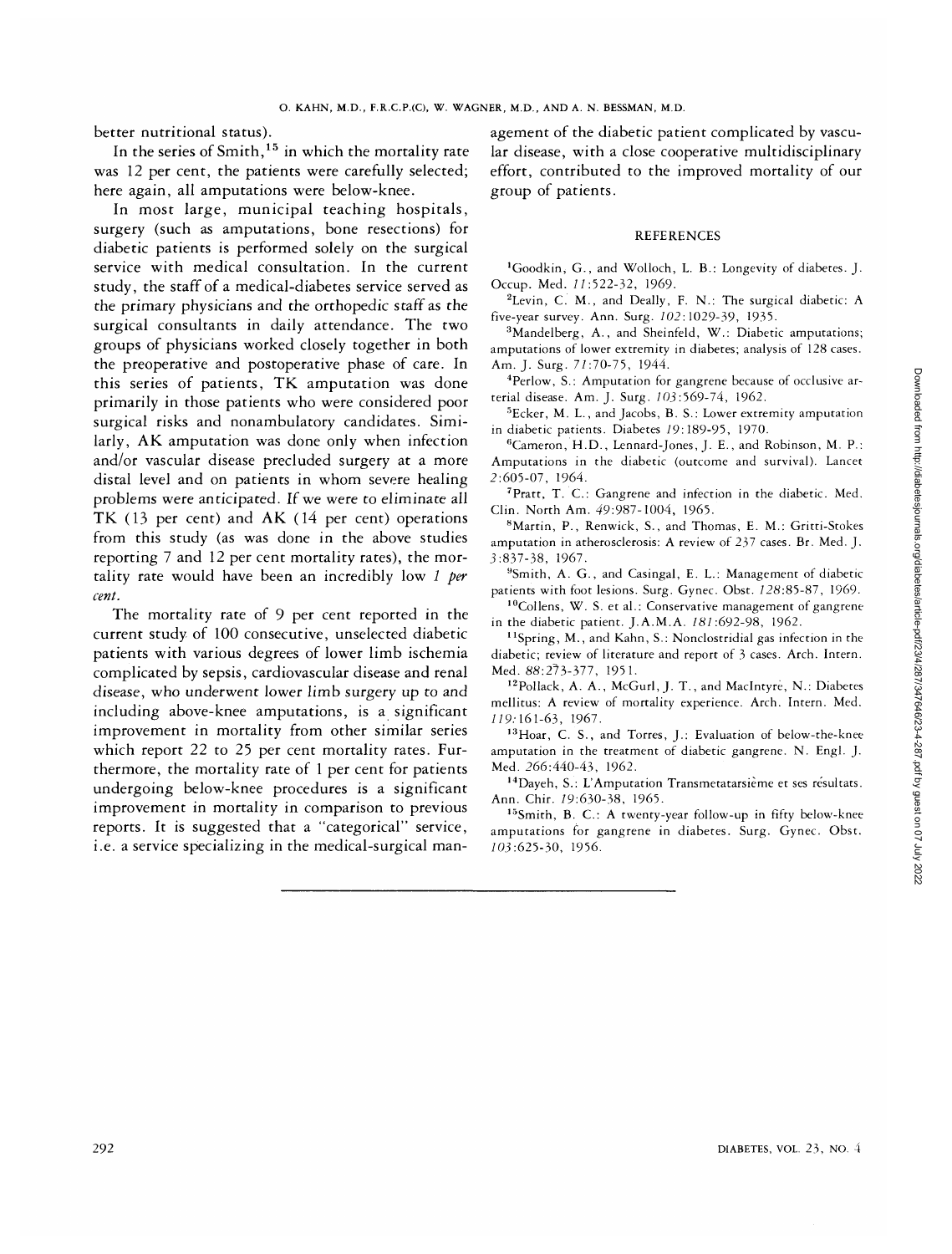better nutritional status).

In the series of Smith,[15] in which the mortality rate was 12 per cent, the patients were carefully selected; here again, all amputations were below-knee.

In most large, municipal teaching hospitals, surgery (such as amputations, bone resections) for diabetic patients is performed solely on the surgical service with medical consultation. In the current study, the staff of a medical-diabetes service served as the primary physicians and the orthopedic staff as the surgical consultants in daily attendance. The two groups of physicians worked closely together in both the preoperative and postoperative phase of care. In this series of patients, TK amputation was done primarily in those patients who were considered poor surgical risks and nonambulatory candidates. Similarly, AK amputation was done only when infection and/or vascular disease precluded surgery at a more distal level and on patients in whom severe healing problems were anticipated. If we were to eliminate all TK (13 per cent) and AK (14 per cent) operations from this study (as was done in the above studies reporting 7 and 12 per cent mortality rates), the mortality rate would have been an incredibly low *1 per cent*.

The mortality rate of 9 per cent reported in the current study of 100 consecutive, unselected diabetic patients with various degrees of lower limb ischemia complicated by sepsis, cardiovascular disease and renal disease, who underwent lower limb surgery up to and including above-knee amputations, is a significant improvement in mortality from other similar series which report 22 to 25 per cent mortality rates. Furthermore, the mortality rate of 1 per cent for patients undergoing below-knee procedures is a significant improvement in mortality in comparison to previous reports. It is suggested that a "categorical" service, i.e. a service specializing in the medical-surgical management of the diabetic patient complicated by vascular disease, with a close cooperative multidisciplinary effort, contributed to the improved mortality of our group of patients.

## REFERENCES

1. Goodkin, G., and Wolloch, L. B.: Longevity of diabetes. J. Occup. Med. *11*:522-32, 1969.
2. Levin, C. M., and Deally, F. N.: The surgical diabetic: A five-year survey. Ann. Surg. *102*:1029-39, 1935.
3. Mandelberg, A., and Sheinfeld, W.: Diabetic amputations; amputations of lower extremity in diabetes; analysis of 128 cases. Am. J. Surg. *71*:70-75, 1944.
4. Perlow, S.: Amputation for gangrene because of occlusive arterial disease. Am. J. Surg. *103*:569-74, 1962.
5. Ecker, M. L., and Jacobs, B. S.: Lower extremity amputation in diabetic patients. Diabetes *19*:189-95, 1970.
6. Cameron, H.D., Lennard-Jones, J. E., and Robinson, M. P.: Amputations in the diabetic (outcome and survival). Lancet *2*:605-07, 1964.
7. Pratt, T. C.: Gangrene and infection in the diabetic. Med. Clin. North Am. *49*:987-1004, 1965.
8. Martin, P., Renwick, S., and Thomas, E. M.: Gritti-Stokes amputation in atherosclerosis: A review of 237 cases. Br. Med. J. *3*:837-38, 1967.
9. Smith, A. G., and Casingal, E. L.: Management of diabetic patients with foot lesions. Surg. Gynec. Obst. *128*:85-87, 1969.
10. Collens, W. S. et al.: Conservative management of gangrene in the diabetic patient. J.A.M.A. *181*:692-98, 1962.
11. Spring, M., and Kahn, S.: Nonclostridial gas infection in the diabetic; review of literature and report of 3 cases. Arch. Intern. Med. *88*:273-377, 1951.
12. Pollack, A. A., McGurl, J. T., and MacIntyre, N.: Diabetes mellitus: A review of mortality experience. Arch. Intern. Med. *119*:161-63, 1967.
13. Hoar, C. S., and Torres, J.: Evaluation of below-the-knee amputation in the treatment of diabetic gangrene. N. Engl. J. Med. *266*:440-43, 1962.
14. Dayeh, S.: L'Amputation Transmetatarsième et ses résultats. Ann. Chir. *19*:630-38, 1965.
15. Smith, B. C.: A twenty-year follow-up in fifty below-knee amputations for gangrene in diabetes. Surg. Gynec. Obst. *103*:625-30, 1956.